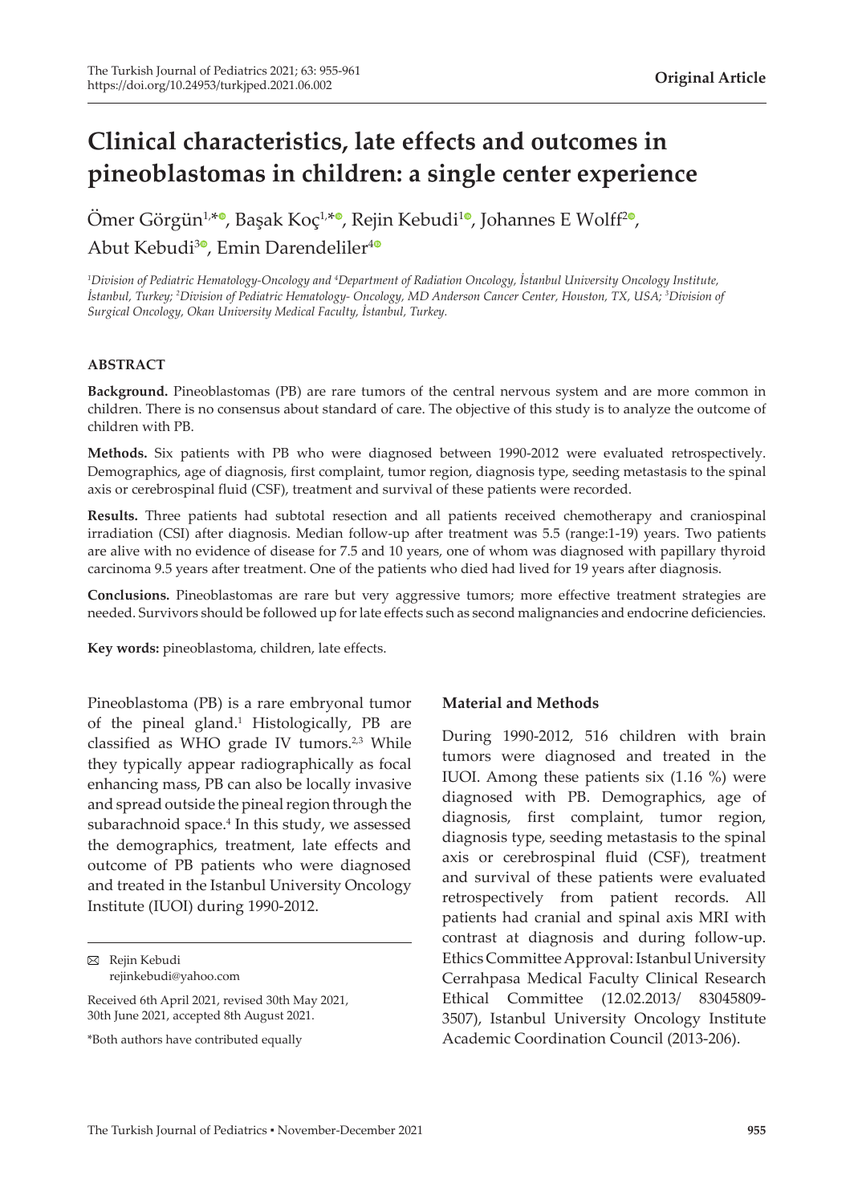**Original Article**

# Clinical characteristics, late effects and outcomes in pineoblastomas in children: a single center experience

Ömer Görgün[1,*], Başak Koç[1,*], Rejin Kebudi[1], Johannes E Wolff[2], Abut Kebudi[3], Emin Darendeliler[4]

[1]*Division of Pediatric Hematology-Oncology and* [4]*Department of Radiation Oncology, İstanbul University Oncology Institute, İstanbul, Turkey;* [2]*Division of Pediatric Hematology- Oncology, MD Anderson Cancer Center, Houston, TX, USA;* [3]*Division of Surgical Oncology, Okan University Medical Faculty, İstanbul, Turkey.*

### ABSTRACT

**Background.** Pineoblastomas (PB) are rare tumors of the central nervous system and are more common in children. There is no consensus about standard of care. The objective of this study is to analyze the outcome of children with PB.

**Methods.** Six patients with PB who were diagnosed between 1990-2012 were evaluated retrospectively. Demographics, age of diagnosis, first complaint, tumor region, diagnosis type, seeding metastasis to the spinal axis or cerebrospinal fluid (CSF), treatment and survival of these patients were recorded.

**Results.** Three patients had subtotal resection and all patients received chemotherapy and craniospinal irradiation (CSI) after diagnosis. Median follow-up after treatment was 5.5 (range:1-19) years. Two patients are alive with no evidence of disease for 7.5 and 10 years, one of whom was diagnosed with papillary thyroid carcinoma 9.5 years after treatment. One of the patients who died had lived for 19 years after diagnosis.

**Conclusions.** Pineoblastomas are rare but very aggressive tumors; more effective treatment strategies are needed. Survivors should be followed up for late effects such as second malignancies and endocrine deficiencies.

**Key words:** pineoblastoma, children, late effects.

Pineoblastoma (PB) is a rare embryonal tumor of the pineal gland.[1] Histologically, PB are classified as WHO grade IV tumors.[2,3] While they typically appear radiographically as focal enhancing mass, PB can also be locally invasive and spread outside the pineal region through the subarachnoid space.[4] In this study, we assessed the demographics, treatment, late effects and outcome of PB patients who were diagnosed and treated in the Istanbul University Oncology Institute (IUOI) during 1990-2012.

✉ Rejin Kebudi
rejinkebudi@yahoo.com

Received 6th April 2021, revised 30th May 2021, 30th June 2021, accepted 8th August 2021.

*Both authors have contributed equally

## Material and Methods

During 1990-2012, 516 children with brain tumors were diagnosed and treated in the IUOI. Among these patients six (1.16 %) were diagnosed with PB. Demographics, age of diagnosis, first complaint, tumor region, diagnosis type, seeding metastasis to the spinal axis or cerebrospinal fluid (CSF), treatment and survival of these patients were evaluated retrospectively from patient records. All patients had cranial and spinal axis MRI with contrast at diagnosis and during follow-up. Ethics Committee Approval: Istanbul University Cerrahpasa Medical Faculty Clinical Research Ethical Committee (12.02.2013/ 83045809-3507), Istanbul University Oncology Institute Academic Coordination Council (2013-206).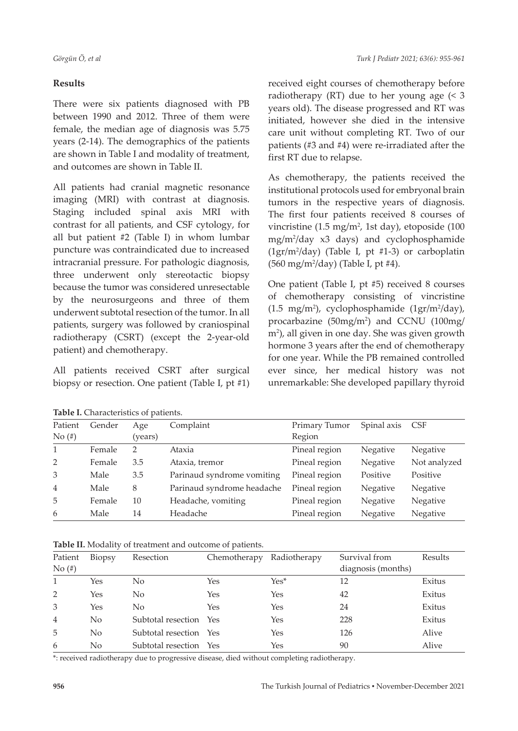## Results

There were six patients diagnosed with PB between 1990 and 2012. Three of them were female, the median age of diagnosis was 5.75 years (2-14). The demographics of the patients are shown in Table I and modality of treatment, and outcomes are shown in Table II.

All patients had cranial magnetic resonance imaging (MRI) with contrast at diagnosis. Staging included spinal axis MRI with contrast for all patients, and CSF cytology, for all but patient #2 (Table I) in whom lumbar puncture was contraindicated due to increased intracranial pressure. For pathologic diagnosis, three underwent only stereotactic biopsy because the tumor was considered unresectable by the neurosurgeons and three of them underwent subtotal resection of the tumor. In all patients, surgery was followed by craniospinal radiotherapy (CSRT) (except the 2-year-old patient) and chemotherapy.

All patients received CSRT after surgical biopsy or resection. One patient (Table I, pt #1) received eight courses of chemotherapy before radiotherapy (RT) due to her young age (< 3 years old). The disease progressed and RT was initiated, however she died in the intensive care unit without completing RT. Two of our patients (#3 and #4) were re-irradiated after the first RT due to relapse.

As chemotherapy, the patients received the institutional protocols used for embryonal brain tumors in the respective years of diagnosis. The first four patients received 8 courses of vincristine (1.5 mg/m$^2$, 1st day), etoposide (100 mg/m$^2$/day x3 days) and cyclophosphamide (1gr/m$^2$/day) (Table I, pt #1-3) or carboplatin (560 mg/m$^2$/day) (Table I, pt #4).

One patient (Table I, pt #5) received 8 courses of chemotherapy consisting of vincristine (1.5 mg/m$^2$), cyclophosphamide (1gr/m$^2$/day), procarbazine (50mg/m$^2$) and CCNU (100mg/m$^2$), all given in one day. She was given growth hormone 3 years after the end of chemotherapy for one year. While the PB remained controlled ever since, her medical history was not unremarkable: She developed papillary thyroid

**Table I.** Characteristics of patients.

| Patient No (#) | Gender | Age (years) | Complaint | Primary Tumor Region | Spinal axis | CSF |
|---|---|---|---|---|---|---|
| 1 | Female | 2 | Ataxia | Pineal region | Negative | Negative |
| 2 | Female | 3.5 | Ataxia, tremor | Pineal region | Negative | Not analyzed |
| 3 | Male | 3.5 | Parinaud syndrome vomiting | Pineal region | Positive | Positive |
| 4 | Male | 8 | Parinaud syndrome headache | Pineal region | Negative | Negative |
| 5 | Female | 10 | Headache, vomiting | Pineal region | Negative | Negative |
| 6 | Male | 14 | Headache | Pineal region | Negative | Negative |

**Table II.** Modality of treatment and outcome of patients.

| Patient No (#) | Biopsy | Resection | Chemotherapy | Radiotherapy | Survival from diagnosis (months) | Results |
|---|---|---|---|---|---|---|
| 1 | Yes | No | Yes | Yes* | 12 | Exitus |
| 2 | Yes | No | Yes | Yes | 42 | Exitus |
| 3 | Yes | No | Yes | Yes | 24 | Exitus |
| 4 | No | Subtotal resection | Yes | Yes | 228 | Exitus |
| 5 | No | Subtotal resection | Yes | Yes | 126 | Alive |
| 6 | No | Subtotal resection | Yes | Yes | 90 | Alive |

*: received radiotherapy due to progressive disease, died without completing radiotherapy.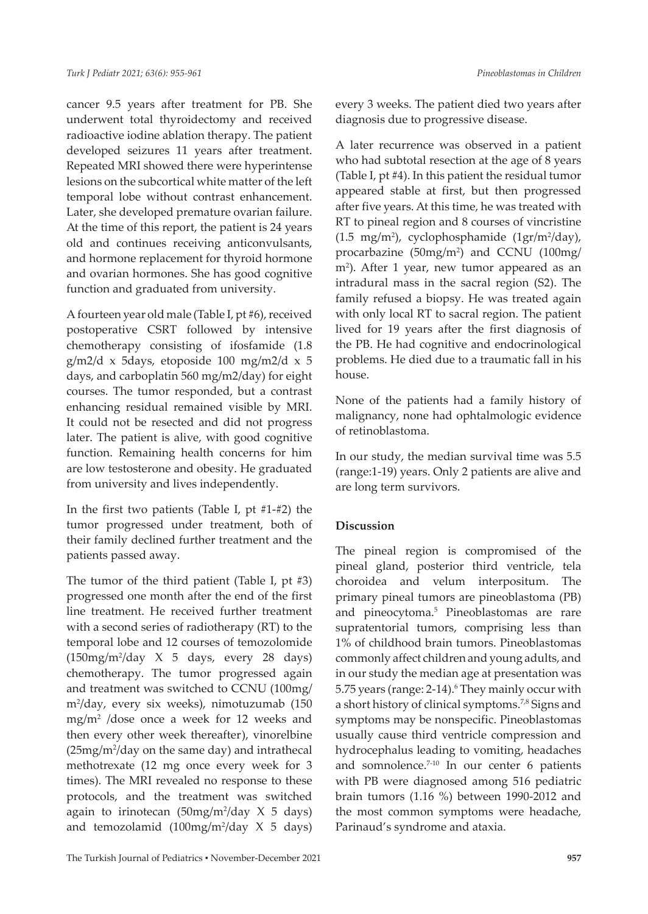cancer 9.5 years after treatment for PB. She underwent total thyroidectomy and received radioactive iodine ablation therapy. The patient developed seizures 11 years after treatment. Repeated MRI showed there were hyperintense lesions on the subcortical white matter of the left temporal lobe without contrast enhancement. Later, she developed premature ovarian failure. At the time of this report, the patient is 24 years old and continues receiving anticonvulsants, and hormone replacement for thyroid hormone and ovarian hormones. She has good cognitive function and graduated from university.

A fourteen year old male (Table I, pt #6), received postoperative CSRT followed by intensive chemotherapy consisting of ifosfamide (1.8 g/m2/d x 5days, etoposide 100 mg/m2/d x 5 days, and carboplatin 560 mg/m2/day) for eight courses. The tumor responded, but a contrast enhancing residual remained visible by MRI. It could not be resected and did not progress later. The patient is alive, with good cognitive function. Remaining health concerns for him are low testosterone and obesity. He graduated from university and lives independently.

In the first two patients (Table I, pt #1-#2) the tumor progressed under treatment, both of their family declined further treatment and the patients passed away.

The tumor of the third patient (Table I, pt #3) progressed one month after the end of the first line treatment. He received further treatment with a second series of radiotherapy (RT) to the temporal lobe and 12 courses of temozolomide ($150mg/m^2/day$ X 5 days, every 28 days) chemotherapy. The tumor progressed again and treatment was switched to CCNU (100mg/ $m^2/day$, every six weeks), nimotuzumab (150 $mg/m^2$ /dose once a week for 12 weeks and then every other week thereafter), vinorelbine ($25mg/m^2/day$ on the same day) and intrathecal methotrexate (12 mg once every week for 3 times). The MRI revealed no response to these protocols, and the treatment was switched again to irinotecan ($50mg/m^2/day$ X 5 days) and temozolamid ($100mg/m^2/day$ X 5 days) every 3 weeks. The patient died two years after diagnosis due to progressive disease.

A later recurrence was observed in a patient who had subtotal resection at the age of 8 years (Table I, pt #4). In this patient the residual tumor appeared stable at first, but then progressed after five years. At this time, he was treated with RT to pineal region and 8 courses of vincristine ($1.5\ mg/m^2$), cyclophosphamide ($1gr/m^2/day$), procarbazine ($50mg/m^2$) and CCNU (100mg/ $m^2$). After 1 year, new tumor appeared as an intradural mass in the sacral region (S2). The family refused a biopsy. He was treated again with only local RT to sacral region. The patient lived for 19 years after the first diagnosis of the PB. He had cognitive and endocrinological problems. He died due to a traumatic fall in his house.

None of the patients had a family history of malignancy, none had ophtalmologic evidence of retinoblastoma.

In our study, the median survival time was 5.5 (range:1-19) years. Only 2 patients are alive and are long term survivors.

## Discussion

The pineal region is compromised of the pineal gland, posterior third ventricle, tela choroidea and velum interpositum. The primary pineal tumors are pineoblastoma (PB) and pineocytoma.[5] Pineoblastomas are rare supratentorial tumors, comprising less than 1% of childhood brain tumors. Pineoblastomas commonly affect children and young adults, and in our study the median age at presentation was 5.75 years (range: 2-14).[6] They mainly occur with a short history of clinical symptoms.[7,8] Signs and symptoms may be nonspecific. Pineoblastomas usually cause third ventricle compression and hydrocephalus leading to vomiting, headaches and somnolence.[7-10] In our center 6 patients with PB were diagnosed among 516 pediatric brain tumors (1.16 %) between 1990-2012 and the most common symptoms were headache, Parinaud's syndrome and ataxia.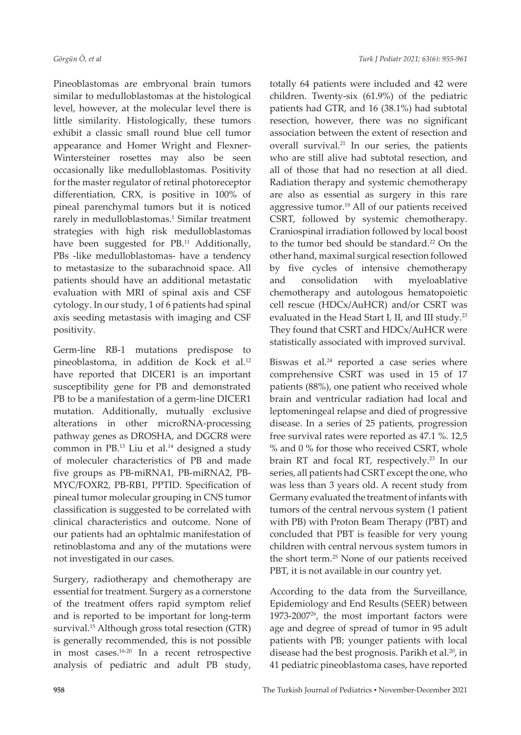Pineoblastomas are embryonal brain tumors similar to medulloblastomas at the histological level, however, at the molecular level there is little similarity. Histologically, these tumors exhibit a classic small round blue cell tumor appearance and Homer Wright and Flexner-Wintersteiner rosettes may also be seen occasionally like medulloblastomas. Positivity for the master regulator of retinal photoreceptor differentiation, CRX, is positive in 100% of pineal parenchymal tumors but it is noticed rarely in medulloblastomas.[1] Similar treatment strategies with high risk medulloblastomas have been suggested for PB.[11] Additionally, PBs -like medulloblastomas- have a tendency to metastasize to the subarachnoid space. All patients should have an additional metastatic evaluation with MRI of spinal axis and CSF cytology. In our study, 1 of 6 patients had spinal axis seeding metastasis with imaging and CSF positivity.

Germ-line RB-1 mutations predispose to pineoblastoma, in addition de Kock et al.[12] have reported that DICER1 is an important susceptibility gene for PB and demonstrated PB to be a manifestation of a germ-line DICER1 mutation. Additionally, mutually exclusive alterations in other microRNA-processing pathway genes as DROSHA, and DGCR8 were common in PB.[13] Liu et al.[14] designed a study of moleculer characteristics of PB and made five groups as PB-miRNA1, PB-miRNA2, PB-MYC/FOXR2, PB-RB1, PPTID. Specification of pineal tumor molecular grouping in CNS tumor classification is suggested to be correlated with clinical characteristics and outcome. None of our patients had an ophtalmic manifestation of retinoblastoma and any of the mutations were not investigated in our cases.

Surgery, radiotherapy and chemotherapy are essential for treatment. Surgery as a cornerstone of the treatment offers rapid symptom relief and is reported to be important for long-term survival.[15] Although gross total resection (GTR) is generally recommended, this is not possible in most cases.[16-20] In a recent retrospective analysis of pediatric and adult PB study, totally 64 patients were included and 42 were children. Twenty-six (61.9%) of the pediatric patients had GTR, and 16 (38.1%) had subtotal resection, however, there was no significant association between the extent of resection and overall survival.[21] In our series, the patients who are still alive had subtotal resection, and all of those that had no resection at all died. Radiation therapy and systemic chemotherapy are also as essential as surgery in this rare aggressive tumor.[19] All of our patients received CSRT, followed by systemic chemotherapy. Craniospinal irradiation followed by local boost to the tumor bed should be standard.[22] On the other hand, maximal surgical resection followed by five cycles of intensive chemotherapy and consolidation with myeloablative chemotherapy and autologous hematopoietic cell rescue (HDCx/AuHCR) and/or CSRT was evaluated in the Head Start I, II, and III study.[23] They found that CSRT and HDCx/AuHCR were statistically associated with improved survival.

Biswas et al.[24] reported a case series where comprehensive CSRT was used in 15 of 17 patients (88%), one patient who received whole brain and ventricular radiation had local and leptomeningeal relapse and died of progressive disease. In a series of 25 patients, progression free survival rates were reported as 47.1 %. 12,5 % and 0 % for those who received CSRT, whole brain RT and focal RT, respectively.[23] In our series, all patients had CSRT except the one, who was less than 3 years old. A recent study from Germany evaluated the treatment of infants with tumors of the central nervous system (1 patient with PB) with Proton Beam Therapy (PBT) and concluded that PBT is feasible for very young children with central nervous system tumors in the short term.[25] None of our patients received PBT, it is not available in our country yet.

According to the data from the Surveillance, Epidemiology and End Results (SEER) between 1973-2007[26], the most important factors were age and degree of spread of tumor in 95 adult patients with PB; younger patients with local disease had the best prognosis. Parikh et al.[20], in 41 pediatric pineoblastoma cases, have reported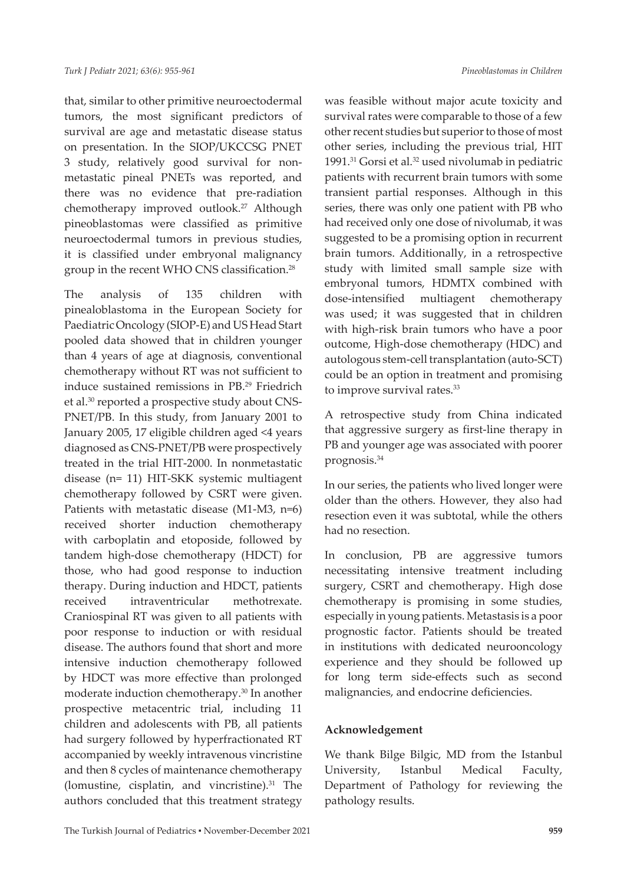that, similar to other primitive neuroectodermal tumors, the most significant predictors of survival are age and metastatic disease status on presentation. In the SIOP/UKCCSG PNET 3 study, relatively good survival for non-metastatic pineal PNETs was reported, and there was no evidence that pre-radiation chemotherapy improved outlook.[27] Although pineoblastomas were classified as primitive neuroectodermal tumors in previous studies, it is classified under embryonal malignancy group in the recent WHO CNS classification.[28]

The analysis of 135 children with pinealoblastoma in the European Society for Paediatric Oncology (SIOP-E) and US Head Start pooled data showed that in children younger than 4 years of age at diagnosis, conventional chemotherapy without RT was not sufficient to induce sustained remissions in PB.[29] Friedrich et al.[30] reported a prospective study about CNS-PNET/PB. In this study, from January 2001 to January 2005, 17 eligible children aged <4 years diagnosed as CNS-PNET/PB were prospectively treated in the trial HIT-2000. In nonmetastatic disease (n= 11) HIT-SKK systemic multiagent chemotherapy followed by CSRT were given. Patients with metastatic disease (M1-M3, n=6) received shorter induction chemotherapy with carboplatin and etoposide, followed by tandem high-dose chemotherapy (HDCT) for those, who had good response to induction therapy. During induction and HDCT, patients received intraventricular methotrexate. Craniospinal RT was given to all patients with poor response to induction or with residual disease. The authors found that short and more intensive induction chemotherapy followed by HDCT was more effective than prolonged moderate induction chemotherapy.[30] In another prospective metacentric trial, including 11 children and adolescents with PB, all patients had surgery followed by hyperfractionated RT accompanied by weekly intravenous vincristine and then 8 cycles of maintenance chemotherapy (lomustine, cisplatin, and vincristine).[31] The authors concluded that this treatment strategy was feasible without major acute toxicity and survival rates were comparable to those of a few other recent studies but superior to those of most other series, including the previous trial, HIT 1991.[31] Gorsi et al.[32] used nivolumab in pediatric patients with recurrent brain tumors with some transient partial responses. Although in this series, there was only one patient with PB who had received only one dose of nivolumab, it was suggested to be a promising option in recurrent brain tumors. Additionally, in a retrospective study with limited small sample size with embryonal tumors, HDMTX combined with dose-intensified multiagent chemotherapy was used; it was suggested that in children with high-risk brain tumors who have a poor outcome, High-dose chemotherapy (HDC) and autologous stem-cell transplantation (auto-SCT) could be an option in treatment and promising to improve survival rates.[33]

A retrospective study from China indicated that aggressive surgery as first-line therapy in PB and younger age was associated with poorer prognosis.[34]

In our series, the patients who lived longer were older than the others. However, they also had resection even it was subtotal, while the others had no resection.

In conclusion, PB are aggressive tumors necessitating intensive treatment including surgery, CSRT and chemotherapy. High dose chemotherapy is promising in some studies, especially in young patients. Metastasis is a poor prognostic factor. Patients should be treated in institutions with dedicated neurooncology experience and they should be followed up for long term side-effects such as second malignancies, and endocrine deficiencies.

## Acknowledgement

We thank Bilge Bilgic, MD from the Istanbul University, Istanbul Medical Faculty, Department of Pathology for reviewing the pathology results.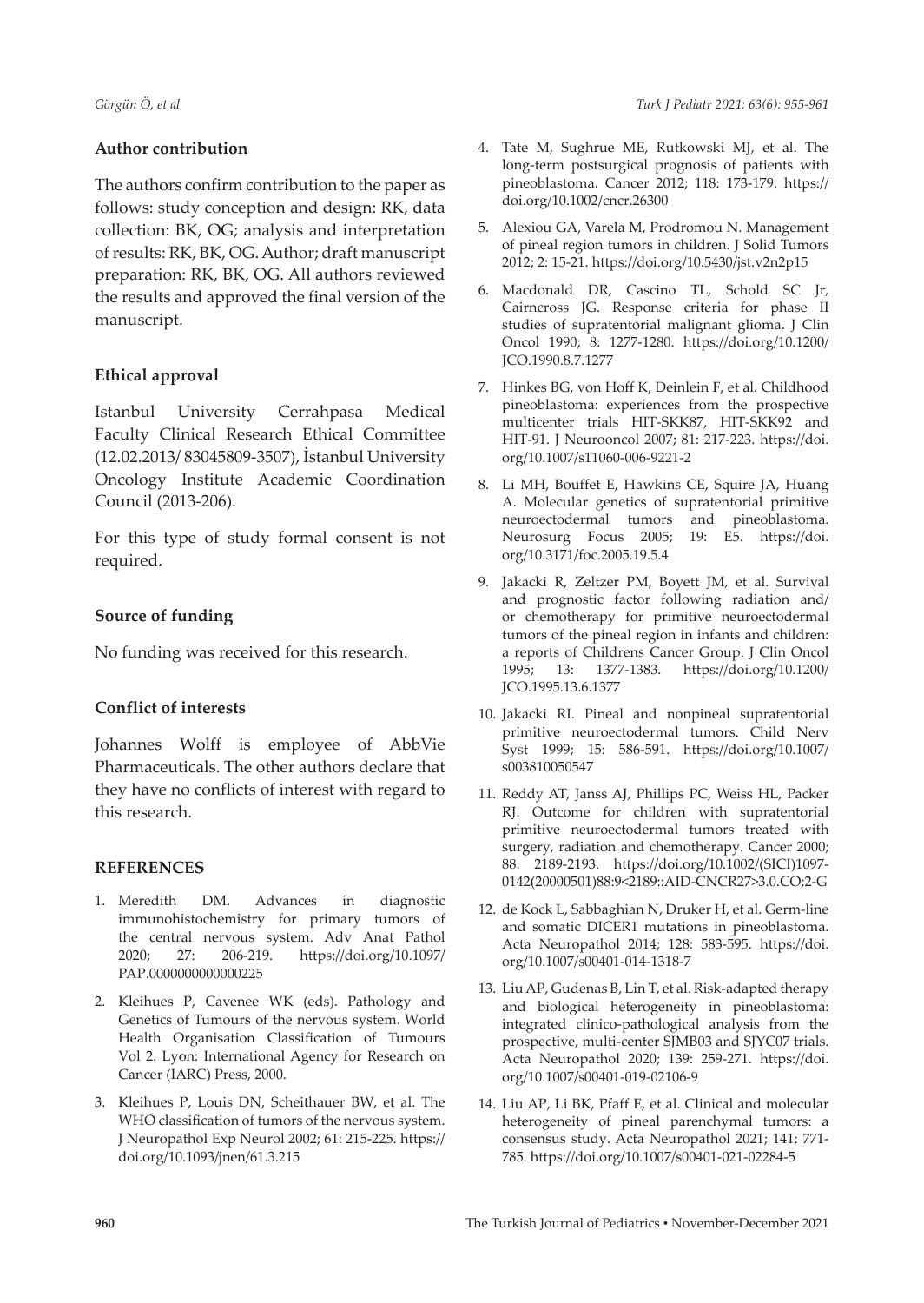### Author contribution

The authors confirm contribution to the paper as follows: study conception and design: RK, data collection: BK, OG; analysis and interpretation of results: RK, BK, OG. Author; draft manuscript preparation: RK, BK, OG. All authors reviewed the results and approved the final version of the manuscript.

### Ethical approval

Istanbul University Cerrahpasa Medical Faculty Clinical Research Ethical Committee (12.02.2013/ 83045809-3507), İstanbul University Oncology Institute Academic Coordination Council (2013-206).

For this type of study formal consent is not required.

### Source of funding

No funding was received for this research.

### Conflict of interests

Johannes Wolff is employee of AbbVie Pharmaceuticals. The other authors declare that they have no conflicts of interest with regard to this research.

## REFERENCES

1. Meredith DM. Advances in diagnostic immunohistochemistry for primary tumors of the central nervous system. Adv Anat Pathol 2020; 27: 206-219. https://doi.org/10.1097/PAP.0000000000000225
2. Kleihues P, Cavenee WK (eds). Pathology and Genetics of Tumours of the nervous system. World Health Organisation Classification of Tumours Vol 2. Lyon: International Agency for Research on Cancer (IARC) Press, 2000.
3. Kleihues P, Louis DN, Scheithauer BW, et al. The WHO classification of tumors of the nervous system. J Neuropathol Exp Neurol 2002; 61: 215-225. https://doi.org/10.1093/jnen/61.3.215
4. Tate M, Sughrue ME, Rutkowski MJ, et al. The long-term postsurgical prognosis of patients with pineoblastoma. Cancer 2012; 118: 173-179. https://doi.org/10.1002/cncr.26300
5. Alexiou GA, Varela M, Prodromou N. Management of pineal region tumors in children. J Solid Tumors 2012; 2: 15-21. https://doi.org/10.5430/jst.v2n2p15
6. Macdonald DR, Cascino TL, Schold SC Jr, Cairncross JG. Response criteria for phase II studies of supratentorial malignant glioma. J Clin Oncol 1990; 8: 1277-1280. https://doi.org/10.1200/JCO.1990.8.7.1277
7. Hinkes BG, von Hoff K, Deinlein F, et al. Childhood pineoblastoma: experiences from the prospective multicenter trials HIT-SKK87, HIT-SKK92 and HIT-91. J Neurooncol 2007; 81: 217-223. https://doi.org/10.1007/s11060-006-9221-2
8. Li MH, Bouffet E, Hawkins CE, Squire JA, Huang A. Molecular genetics of supratentorial primitive neuroectodermal tumors and pineoblastoma. Neurosurg Focus 2005; 19: E5. https://doi.org/10.3171/foc.2005.19.5.4
9. Jakacki R, Zeltzer PM, Boyett JM, et al. Survival and prognostic factor following radiation and/or chemotherapy for primitive neuroectodermal tumors of the pineal region in infants and children: a reports of Childrens Cancer Group. J Clin Oncol 1995; 13: 1377-1383. https://doi.org/10.1200/JCO.1995.13.6.1377
10. Jakacki RI. Pineal and nonpineal supratentorial primitive neuroectodermal tumors. Child Nerv Syst 1999; 15: 586-591. https://doi.org/10.1007/s003810050547
11. Reddy AT, Janss AJ, Phillips PC, Weiss HL, Packer RJ. Outcome for children with supratentorial primitive neuroectodermal tumors treated with surgery, radiation and chemotherapy. Cancer 2000; 88: 2189-2193. https://doi.org/10.1002/(SICI)1097-0142(20000501)88:9<2189::AID-CNCR27>3.0.CO;2-G
12. de Kock L, Sabbaghian N, Druker H, et al. Germ-line and somatic DICER1 mutations in pineoblastoma. Acta Neuropathol 2014; 128: 583-595. https://doi.org/10.1007/s00401-014-1318-7
13. Liu AP, Gudenas B, Lin T, et al. Risk-adapted therapy and biological heterogeneity in pineoblastoma: integrated clinico-pathological analysis from the prospective, multi-center SJMB03 and SJYC07 trials. Acta Neuropathol 2020; 139: 259-271. https://doi.org/10.1007/s00401-019-02106-9
14. Liu AP, Li BK, Pfaff E, et al. Clinical and molecular heterogeneity of pineal parenchymal tumors: a consensus study. Acta Neuropathol 2021; 141: 771-785. https://doi.org/10.1007/s00401-021-02284-5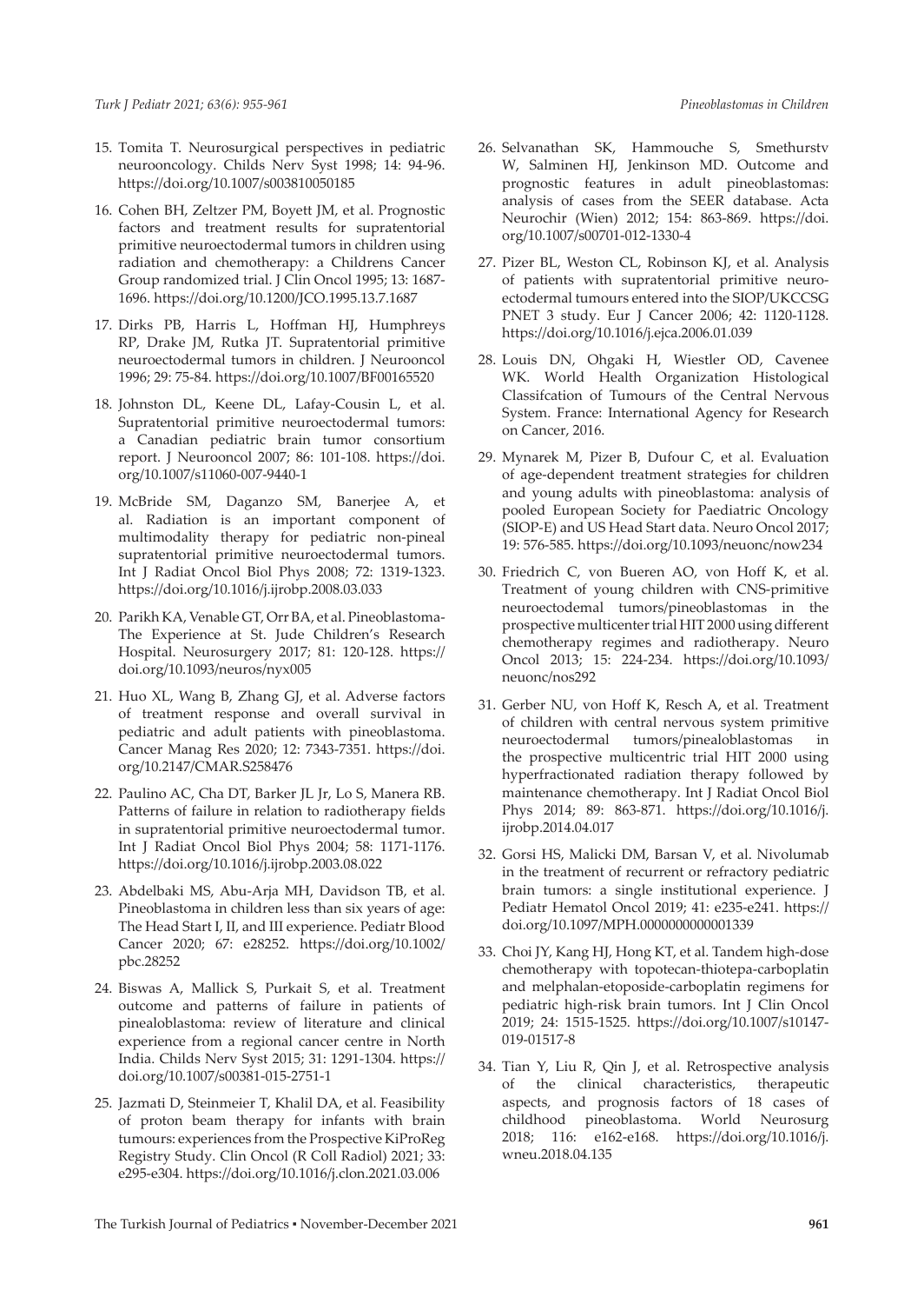15. Tomita T. Neurosurgical perspectives in pediatric neurooncology. Childs Nerv Syst 1998; 14: 94-96. https://doi.org/10.1007/s003810050185

16. Cohen BH, Zeltzer PM, Boyett JM, et al. Prognostic factors and treatment results for supratentorial primitive neuroectodermal tumors in children using radiation and chemotherapy: a Childrens Cancer Group randomized trial. J Clin Oncol 1995; 13: 1687-1696. https://doi.org/10.1200/JCO.1995.13.7.1687

17. Dirks PB, Harris L, Hoffman HJ, Humphreys RP, Drake JM, Rutka JT. Supratentorial primitive neuroectodermal tumors in children. J Neurooncol 1996; 29: 75-84. https://doi.org/10.1007/BF00165520

18. Johnston DL, Keene DL, Lafay-Cousin L, et al. Supratentorial primitive neuroectodermal tumors: a Canadian pediatric brain tumor consortium report. J Neurooncol 2007; 86: 101-108. https://doi.org/10.1007/s11060-007-9440-1

19. McBride SM, Daganzo SM, Banerjee A, et al. Radiation is an important component of multimodality therapy for pediatric non-pineal supratentorial primitive neuroectodermal tumors. Int J Radiat Oncol Biol Phys 2008; 72: 1319-1323. https://doi.org/10.1016/j.ijrobp.2008.03.033

20. Parikh KA, Venable GT, Orr BA, et al. Pineoblastoma-The Experience at St. Jude Children's Research Hospital. Neurosurgery 2017; 81: 120-128. https://doi.org/10.1093/neuros/nyx005

21. Huo XL, Wang B, Zhang GJ, et al. Adverse factors of treatment response and overall survival in pediatric and adult patients with pineoblastoma. Cancer Manag Res 2020; 12: 7343-7351. https://doi.org/10.2147/CMAR.S258476

22. Paulino AC, Cha DT, Barker JL Jr, Lo S, Manera RB. Patterns of failure in relation to radiotherapy fields in supratentorial primitive neuroectodermal tumor. Int J Radiat Oncol Biol Phys 2004; 58: 1171-1176. https://doi.org/10.1016/j.ijrobp.2003.08.022

23. Abdelbaki MS, Abu-Arja MH, Davidson TB, et al. Pineoblastoma in children less than six years of age: The Head Start I, II, and III experience. Pediatr Blood Cancer 2020; 67: e28252. https://doi.org/10.1002/pbc.28252

24. Biswas A, Mallick S, Purkait S, et al. Treatment outcome and patterns of failure in patients of pinealoblastoma: review of literature and clinical experience from a regional cancer centre in North India. Childs Nerv Syst 2015; 31: 1291-1304. https://doi.org/10.1007/s00381-015-2751-1

25. Jazmati D, Steinmeier T, Khalil DA, et al. Feasibility of proton beam therapy for infants with brain tumours: experiences from the Prospective KiProReg Registry Study. Clin Oncol (R Coll Radiol) 2021; 33: e295-e304. https://doi.org/10.1016/j.clon.2021.03.006

26. Selvanathan SK, Hammouche S, Smethurstv W, Salminen HJ, Jenkinson MD. Outcome and prognostic features in adult pineoblastomas: analysis of cases from the SEER database. Acta Neurochir (Wien) 2012; 154: 863-869. https://doi.org/10.1007/s00701-012-1330-4

27. Pizer BL, Weston CL, Robinson KJ, et al. Analysis of patients with supratentorial primitive neuro-ectodermal tumours entered into the SIOP/UKCCSG PNET 3 study. Eur J Cancer 2006; 42: 1120-1128. https://doi.org/10.1016/j.ejca.2006.01.039

28. Louis DN, Ohgaki H, Wiestler OD, Cavenee WK. World Health Organization Histological Classifcation of Tumours of the Central Nervous System. France: International Agency for Research on Cancer, 2016.

29. Mynarek M, Pizer B, Dufour C, et al. Evaluation of age-dependent treatment strategies for children and young adults with pineoblastoma: analysis of pooled European Society for Paediatric Oncology (SIOP-E) and US Head Start data. Neuro Oncol 2017; 19: 576-585. https://doi.org/10.1093/neuonc/now234

30. Friedrich C, von Bueren AO, von Hoff K, et al. Treatment of young children with CNS-primitive neuroectodemal tumors/pineoblastomas in the prospective multicenter trial HIT 2000 using different chemotherapy regimes and radiotherapy. Neuro Oncol 2013; 15: 224-234. https://doi.org/10.1093/neuonc/nos292

31. Gerber NU, von Hoff K, Resch A, et al. Treatment of children with central nervous system primitive neuroectodermal tumors/pinealoblastomas in the prospective multicentric trial HIT 2000 using hyperfractionated radiation therapy followed by maintenance chemotherapy. Int J Radiat Oncol Biol Phys 2014; 89: 863-871. https://doi.org/10.1016/j.ijrobp.2014.04.017

32. Gorsi HS, Malicki DM, Barsan V, et al. Nivolumab in the treatment of recurrent or refractory pediatric brain tumors: a single institutional experience. J Pediatr Hematol Oncol 2019; 41: e235-e241. https://doi.org/10.1097/MPH.0000000000001339

33. Choi JY, Kang HJ, Hong KT, et al. Tandem high-dose chemotherapy with topotecan-thiotepa-carboplatin and melphalan-etoposide-carboplatin regimens for pediatric high-risk brain tumors. Int J Clin Oncol 2019; 24: 1515-1525. https://doi.org/10.1007/s10147-019-01517-8

34. Tian Y, Liu R, Qin J, et al. Retrospective analysis of the clinical characteristics, therapeutic aspects, and prognosis factors of 18 cases of childhood pineoblastoma. World Neurosurg 2018; 116: e162-e168. https://doi.org/10.1016/j.wneu.2018.04.135